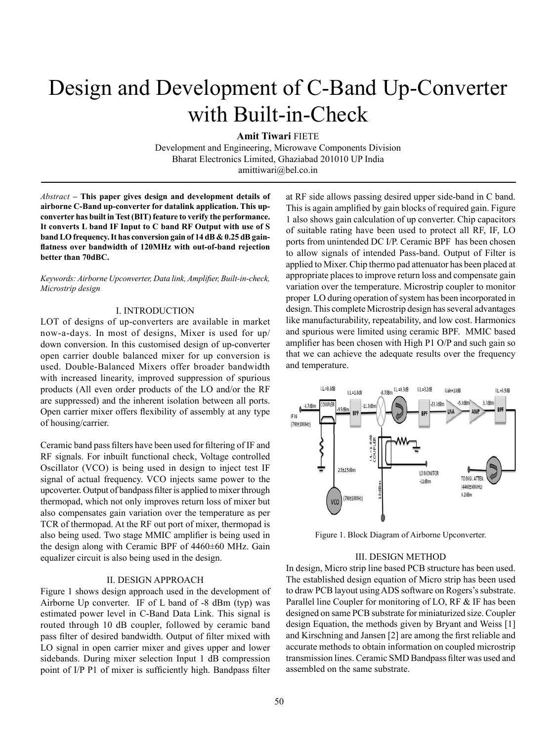# Design and Development of C-Band Up-Converter with Built-in-Check

**Amit Tiwari** FIETE

Development and Engineering, Microwave Components Division
Bharat Electronics Limited, Ghaziabad 201010 UP India
amittiwari@bel.co.in

*Abstract* – **This paper gives design and development details of airborne C-Band up-converter for datalink application. This up-converter has built in Test (BIT) feature to verify the performance. It converts L band IF Input to C band RF Output with use of S band LO frequency. It has conversion gain of 14 dB & 0.25 dB gain-flatness over bandwidth of 120MHz with out-of-band rejection better than 70dBC.**

*Keywords: Airborne Upconverter, Data link, Amplifier, Built-in-check, Microstrip design*

## I. INTRODUCTION

LOT of designs of up-converters are available in market now-a-days. In most of designs, Mixer is used for up/down conversion. In this customised design of up-converter open carrier double balanced mixer for up conversion is used. Double-Balanced Mixers offer broader bandwidth with increased linearity, improved suppression of spurious products (All even order products of the LO and/or the RF are suppressed) and the inherent isolation between all ports. Open carrier mixer offers flexibility of assembly at any type of housing/carrier.

Ceramic band pass filters have been used for filtering of IF and RF signals. For inbuilt functional check, Voltage controlled Oscillator (VCO) is being used in design to inject test IF signal of actual frequency. VCO injects same power to the upcoverter. Output of bandpass filter is applied to mixer through thermopad, which not only improves return loss of mixer but also compensates gain variation over the temperature as per TCR of thermopad. At the RF out port of mixer, thermopad is also being used. Two stage MMIC amplifier is being used in the design along with Ceramic BPF of 4460±60 MHz. Gain equalizer circuit is also being used in the design.

## II. DESIGN APPROACH

Figure 1 shows design approach used in the development of Airborne Up converter. IF of L band of -8 dBm (typ) was estimated power level in C-Band Data Link. This signal is routed through 10 dB coupler, followed by ceramic band pass filter of desired bandwidth. Output of filter mixed with LO signal in open carrier mixer and gives upper and lower sidebands. During mixer selection Input 1 dB compression point of I/P P1 of mixer is sufficiently high. Bandpass filter at RF side allows passing desired upper side-band in C band. This is again amplified by gain blocks of required gain. Figure 1 also shows gain calculation of up converter. Chip capacitors of suitable rating have been used to protect all RF, IF, LO ports from unintended DC I/P. Ceramic BPF has been chosen to allow signals of intended Pass-band. Output of Filter is applied to Mixer. Chip thermo pad attenuator has been placed at appropriate places to improve return loss and compensate gain variation over the temperature. Microstrip coupler to monitor proper LO during operation of system has been incorporated in design. This complete Microstrip design has several advantages like manufacturability, repeatability, and low cost. Harmonics and spurious were limited using ceramic BPF. MMIC based amplifier has been chosen with High P1 O/P and such gain so that we can achieve the adequate results over the frequency and temperature.

Figure 1. Block Diagram of Airborne Upconverter.

## III. DESIGN METHOD

In design, Micro strip line based PCB structure has been used. The established design equation of Micro strip has been used to draw PCB layout using ADS software on Rogers's substrate. Parallel line Coupler for monitoring of LO, RF & IF has been designed on same PCB substrate for miniaturized size. Coupler design Equation, the methods given by Bryant and Weiss [1] and Kirschning and Jansen [2] are among the first reliable and accurate methods to obtain information on coupled microstrip transmission lines. Ceramic SMD Bandpass filter was used and assembled on the same substrate.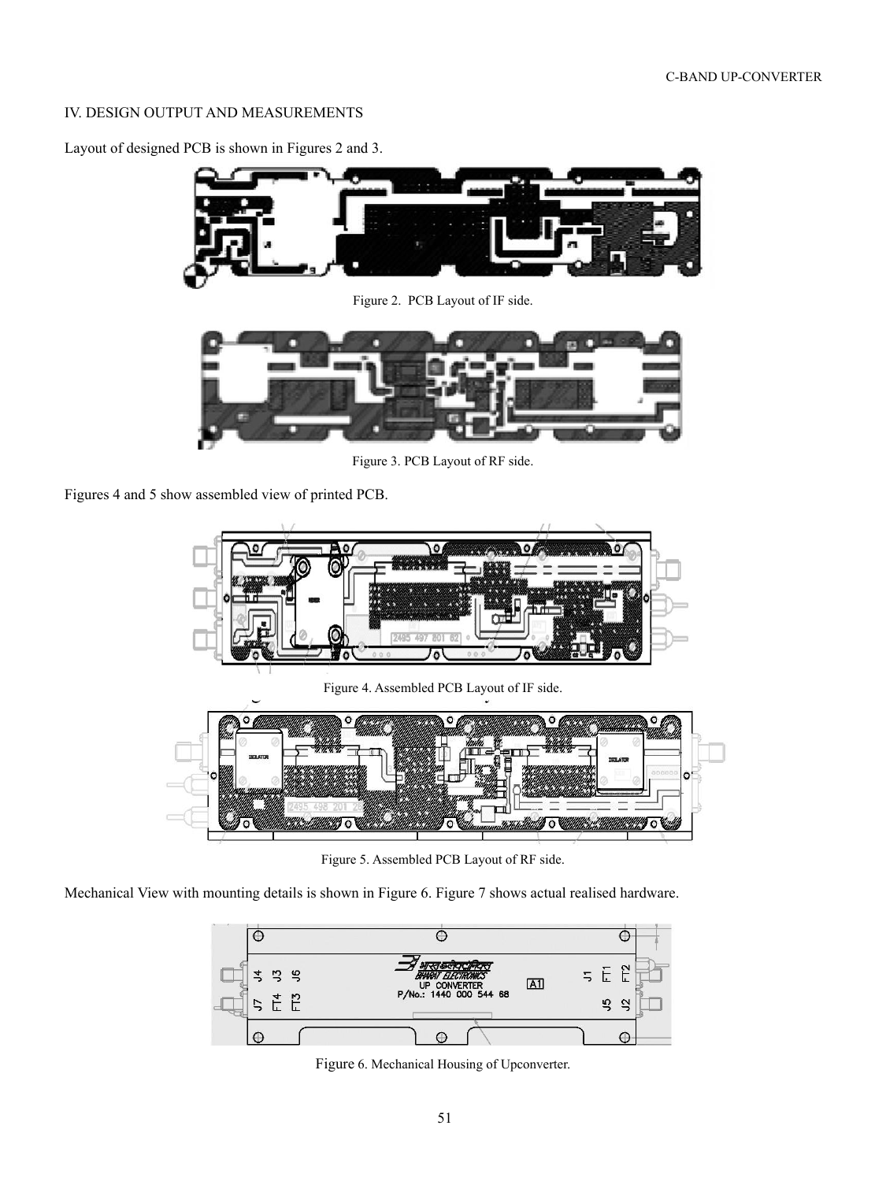## IV. DESIGN OUTPUT AND MEASUREMENTS

Layout of designed PCB is shown in Figures 2 and 3.

Figure 2. PCB Layout of IF side.

Figure 3. PCB Layout of RF side.

Figures 4 and 5 show assembled view of printed PCB.

Figure 4. Assembled PCB Layout of IF side.

Figure 5. Assembled PCB Layout of RF side.

Mechanical View with mounting details is shown in Figure 6. Figure 7 shows actual realised hardware.

Figure 6. Mechanical Housing of Upconverter.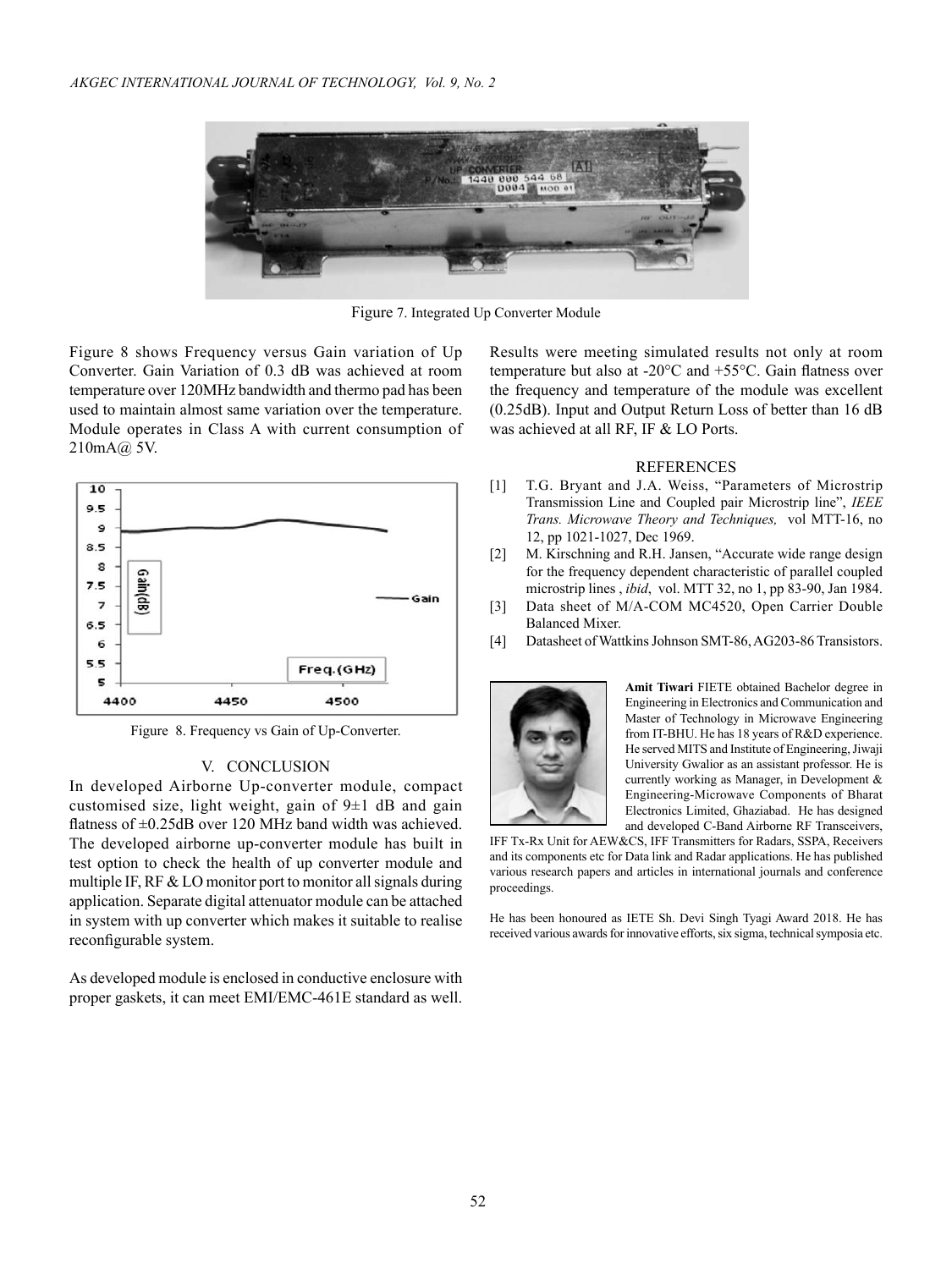Figure 7. Integrated Up Converter Module

Figure 8 shows Frequency versus Gain variation of Up Converter. Gain Variation of 0.3 dB was achieved at room temperature over 120MHz bandwidth and thermo pad has been used to maintain almost same variation over the temperature. Module operates in Class A with current consumption of 210mA@ 5V.

10
9.5
9
8.5
8
7.5
7
6.5
6
5.5
5
Gain(dB)
Gain
Freq.(GHz)
4400
4450
4500

Figure 8. Frequency vs Gain of Up-Converter.

## V. CONCLUSION

In developed Airborne Up-converter module, compact customised size, light weight, gain of 9±1 dB and gain flatness of ±0.25dB over 120 MHz band width was achieved. The developed airborne up-converter module has built in test option to check the health of up converter module and multiple IF, RF & LO monitor port to monitor all signals during application. Separate digital attenuator module can be attached in system with up converter which makes it suitable to realise reconfigurable system.

As developed module is enclosed in conductive enclosure with proper gaskets, it can meet EMI/EMC-461E standard as well. Results were meeting simulated results not only at room temperature but also at -20°C and +55°C. Gain flatness over the frequency and temperature of the module was excellent (0.25dB). Input and Output Return Loss of better than 16 dB was achieved at all RF, IF & LO Ports.

## REFERENCES

[1] T.G. Bryant and J.A. Weiss, "Parameters of Microstrip Transmission Line and Coupled pair Microstrip line", *IEEE Trans. Microwave Theory and Techniques,* vol MTT-16, no 12, pp 1021-1027, Dec 1969.

[2] M. Kirschning and R.H. Jansen, "Accurate wide range design for the frequency dependent characteristic of parallel coupled microstrip lines , *ibid*, vol. MTT 32, no 1, pp 83-90, Jan 1984.

[3] Data sheet of M/A-COM MC4520, Open Carrier Double Balanced Mixer.

[4] Datasheet of Wattkins Johnson SMT-86, AG203-86 Transistors.

**Amit Tiwari** FIETE obtained Bachelor degree in Engineering in Electronics and Communication and Master of Technology in Microwave Engineering from IT-BHU. He has 18 years of R&D experience. He served MITS and Institute of Engineering, Jiwaji University Gwalior as an assistant professor. He is currently working as Manager, in Development & Engineering-Microwave Components of Bharat Electronics Limited, Ghaziabad. He has designed and developed C-Band Airborne RF Transceivers, IFF Tx-Rx Unit for AEW&CS, IFF Transmitters for Radars, SSPA, Receivers and its components etc for Data link and Radar applications. He has published various research papers and articles in international journals and conference proceedings.

He has been honoured as IETE Sh. Devi Singh Tyagi Award 2018. He has received various awards for innovative efforts, six sigma, technical symposia etc.